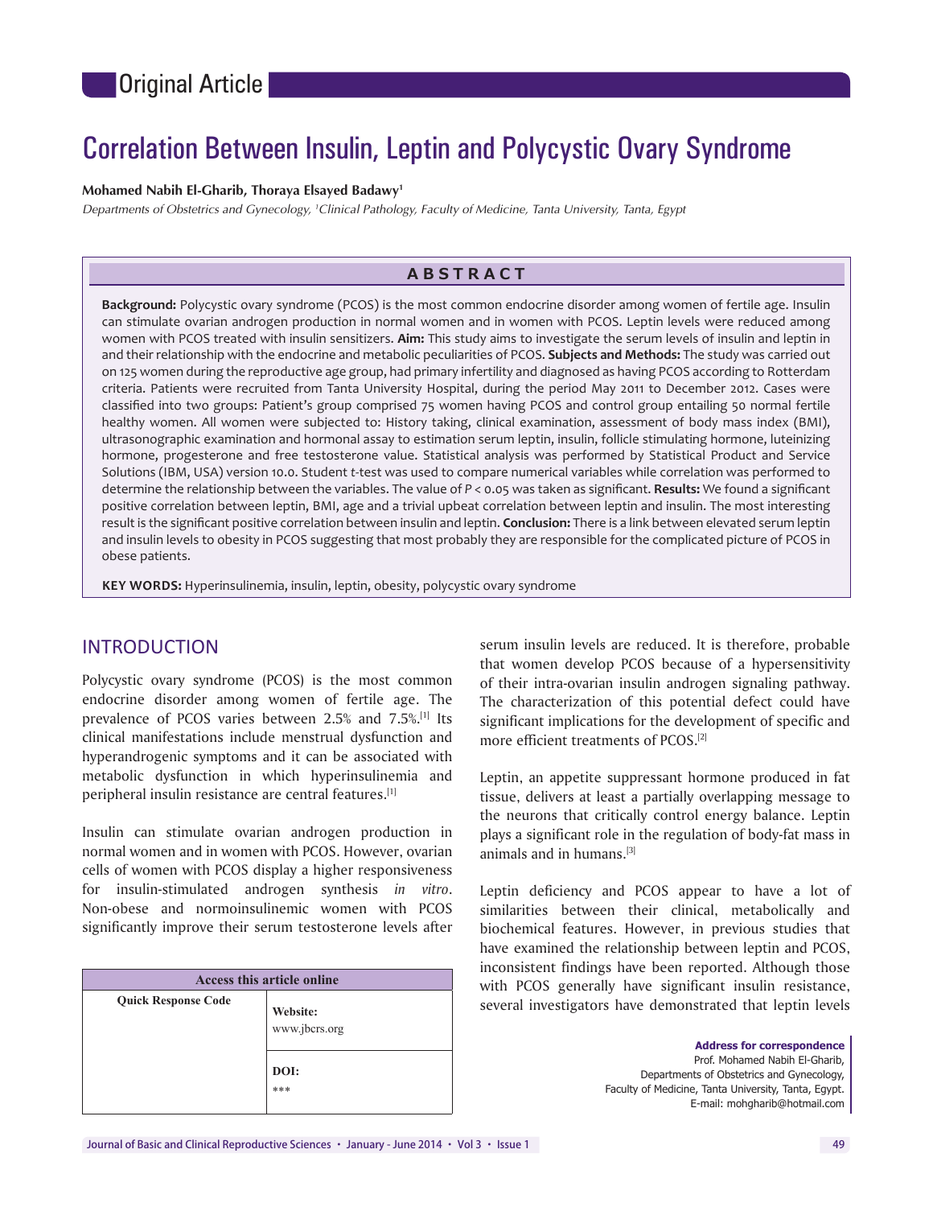Original Article

# Correlation Between Insulin, Leptin and Polycystic Ovary Syndrome

**Mohamed Nabih El-Gharib, Thoraya Elsayed Badawy[1]**

*Departments of Obstetrics and Gynecology, [1]Clinical Pathology, Faculty of Medicine, Tanta University, Tanta, Egypt*

## ABSTRACT

**Background:** Polycystic ovary syndrome (PCOS) is the most common endocrine disorder among women of fertile age. Insulin can stimulate ovarian androgen production in normal women and in women with PCOS. Leptin levels were reduced among women with PCOS treated with insulin sensitizers. **Aim:** This study aims to investigate the serum levels of insulin and leptin in and their relationship with the endocrine and metabolic peculiarities of PCOS. **Subjects and Methods:** The study was carried out on 125 women during the reproductive age group, had primary infertility and diagnosed as having PCOS according to Rotterdam criteria. Patients were recruited from Tanta University Hospital, during the period May 2011 to December 2012. Cases were classified into two groups: Patient's group comprised 75 women having PCOS and control group entailing 50 normal fertile healthy women. All women were subjected to: History taking, clinical examination, assessment of body mass index (BMI), ultrasonographic examination and hormonal assay to estimation serum leptin, insulin, follicle stimulating hormone, luteinizing hormone, progesterone and free testosterone value. Statistical analysis was performed by Statistical Product and Service Solutions (IBM, USA) version 10.0. Student *t*-test was used to compare numerical variables while correlation was performed to determine the relationship between the variables. The value of $P < 0.05$ was taken as significant. **Results:** We found a significant positive correlation between leptin, BMI, age and a trivial upbeat correlation between leptin and insulin. The most interesting result is the significant positive correlation between insulin and leptin. **Conclusion:** There is a link between elevated serum leptin and insulin levels to obesity in PCOS suggesting that most probably they are responsible for the complicated picture of PCOS in obese patients.

**KEY WORDS:** Hyperinsulinemia, insulin, leptin, obesity, polycystic ovary syndrome

## INTRODUCTION

Polycystic ovary syndrome (PCOS) is the most common endocrine disorder among women of fertile age. The prevalence of PCOS varies between 2.5% and 7.5%.[1] Its clinical manifestations include menstrual dysfunction and hyperandrogenic symptoms and it can be associated with metabolic dysfunction in which hyperinsulinemia and peripheral insulin resistance are central features.[1]

Insulin can stimulate ovarian androgen production in normal women and in women with PCOS. However, ovarian cells of women with PCOS display a higher responsiveness for insulin-stimulated androgen synthesis *in vitro*. Non-obese and normoinsulinemic women with PCOS significantly improve their serum testosterone levels after serum insulin levels are reduced. It is therefore, probable that women develop PCOS because of a hypersensitivity of their intra-ovarian insulin androgen signaling pathway. The characterization of this potential defect could have significant implications for the development of specific and more efficient treatments of PCOS.[2]

Leptin, an appetite suppressant hormone produced in fat tissue, delivers at least a partially overlapping message to the neurons that critically control energy balance. Leptin plays a significant role in the regulation of body-fat mass in animals and in humans.[3]

Leptin deficiency and PCOS appear to have a lot of similarities between their clinical, metabolically and biochemical features. However, in previous studies that have examined the relationship between leptin and PCOS, inconsistent findings have been reported. Although those with PCOS generally have significant insulin resistance, several investigators have demonstrated that leptin levels

| Access this article online | |
|---|---|
| Quick Response Code | Website: www.jbcrs.org |
| | DOI: *** |

**Address for correspondence**
Prof. Mohamed Nabih El-Gharib,
Departments of Obstetrics and Gynecology,
Faculty of Medicine, Tanta University, Tanta, Egypt.
E-mail: mohgharib@hotmail.com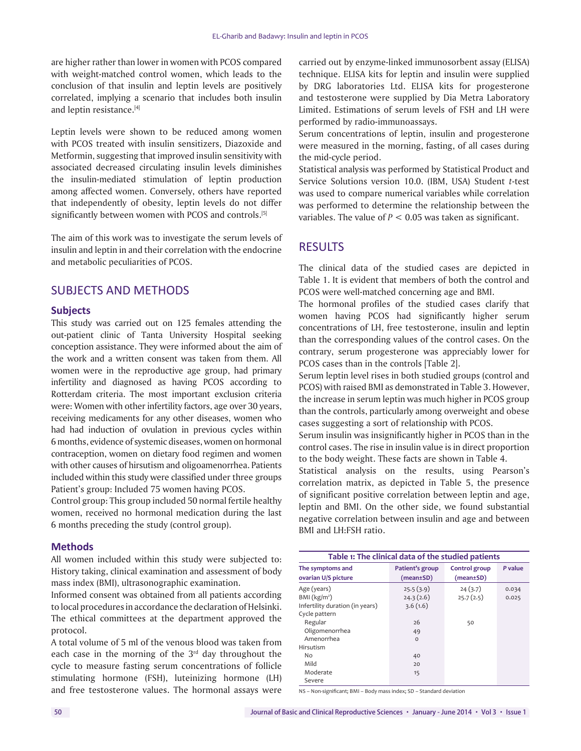are higher rather than lower in women with PCOS compared with weight-matched control women, which leads to the conclusion of that insulin and leptin levels are positively correlated, implying a scenario that includes both insulin and leptin resistance.[4]

Leptin levels were shown to be reduced among women with PCOS treated with insulin sensitizers, Diazoxide and Metformin, suggesting that improved insulin sensitivity with associated decreased circulating insulin levels diminishes the insulin-mediated stimulation of leptin production among affected women. Conversely, others have reported that independently of obesity, leptin levels do not differ significantly between women with PCOS and controls.[5]

The aim of this work was to investigate the serum levels of insulin and leptin in and their correlation with the endocrine and metabolic peculiarities of PCOS.

## SUBJECTS AND METHODS

### Subjects

This study was carried out on 125 females attending the out-patient clinic of Tanta University Hospital seeking conception assistance. They were informed about the aim of the work and a written consent was taken from them. All women were in the reproductive age group, had primary infertility and diagnosed as having PCOS according to Rotterdam criteria. The most important exclusion criteria were: Women with other infertility factors, age over 30 years, receiving medicaments for any other diseases, women who had had induction of ovulation in previous cycles within 6 months, evidence of systemic diseases, women on hormonal contraception, women on dietary food regimen and women with other causes of hirsutism and oligoamenorrhea. Patients included within this study were classified under three groups Patient's group: Included 75 women having PCOS.

Control group: This group included 50 normal fertile healthy women, received no hormonal medication during the last 6 months preceding the study (control group).

### Methods

All women included within this study were subjected to: History taking, clinical examination and assessment of body mass index (BMI), ultrasonographic examination.

Informed consent was obtained from all patients according to local procedures in accordance the declaration of Helsinki. The ethical committees at the department approved the protocol.

A total volume of 5 ml of the venous blood was taken from each case in the morning of the 3rd day throughout the cycle to measure fasting serum concentrations of follicle stimulating hormone (FSH), luteinizing hormone (LH) and free testosterone values. The hormonal assays were carried out by enzyme-linked immunosorbent assay (ELISA) technique. ELISA kits for leptin and insulin were supplied by DRG laboratories Ltd. ELISA kits for progesterone and testosterone were supplied by Dia Metra Laboratory Limited. Estimations of serum levels of FSH and LH were performed by radio-immunoassays.

Serum concentrations of leptin, insulin and progesterone were measured in the morning, fasting, of all cases during the mid-cycle period.

Statistical analysis was performed by Statistical Product and Service Solutions version 10.0. (IBM, USA) Student *t*-test was used to compare numerical variables while correlation was performed to determine the relationship between the variables. The value of $P < 0.05$ was taken as significant.

## RESULTS

The clinical data of the studied cases are depicted in Table 1. It is evident that members of both the control and PCOS were well-matched concerning age and BMI.

The hormonal profiles of the studied cases clarify that women having PCOS had significantly higher serum concentrations of LH, free testosterone, insulin and leptin than the corresponding values of the control cases. On the contrary, serum progesterone was appreciably lower for PCOS cases than in the controls [Table 2].

Serum leptin level rises in both studied groups (control and PCOS) with raised BMI as demonstrated in Table 3. However, the increase in serum leptin was much higher in PCOS group than the controls, particularly among overweight and obese cases suggesting a sort of relationship with PCOS.

Serum insulin was insignificantly higher in PCOS than in the control cases. The rise in insulin value is in direct proportion to the body weight. These facts are shown in Table 4.

Statistical analysis on the results, using Pearson's correlation matrix, as depicted in Table 5, the presence of significant positive correlation between leptin and age, leptin and BMI. On the other side, we found substantial negative correlation between insulin and age and between BMI and LH:FSH ratio.

**Table 1: The clinical data of the studied patients**

| The symptoms and ovarian U/S picture | Patient's group (mean±SD) | Control group (mean±SD) | *P* value |
|---|---|---|---|
| Age (years) | 25.5 (3.9) | 24 (3.7) | 0.034 |
| BMI (kg/m²) | 24.3 (2.6) | 25.7 (2.5) | 0.025 |
| Infertility duration (in years) | 3.6 (1.6) | | |
| Cycle pattern | | | |
| Regular | 26 | 50 | |
| Oligomenorrhea | 49 | | |
| Amenorrhea | 0 | | |
| Hirsutism | | | |
| No | 40 | | |
| Mild | 20 | | |
| Moderate | 15 | | |
| Severe | | | |

NS – Non-significant; BMI – Body mass index; SD – Standard deviation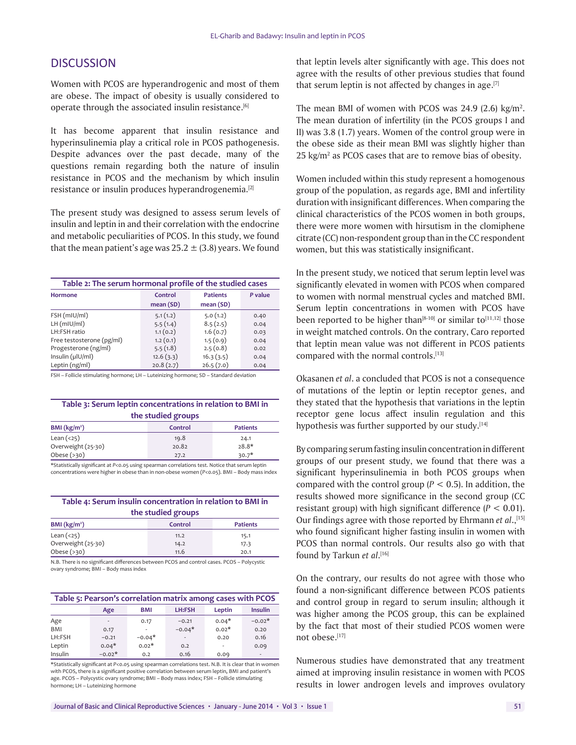## DISCUSSION

Women with PCOS are hyperandrogenic and most of them are obese. The impact of obesity is usually considered to operate through the associated insulin resistance.[6]

It has become apparent that insulin resistance and hyperinsulinemia play a critical role in PCOS pathogenesis. Despite advances over the past decade, many of the questions remain regarding both the nature of insulin resistance in PCOS and the mechanism by which insulin resistance or insulin produces hyperandrogenemia.[2]

The present study was designed to assess serum levels of insulin and leptin in and their correlation with the endocrine and metabolic peculiarities of PCOS. In this study, we found that the mean patient's age was $25.2 \pm (3.8)$ years. We found

**Table 2: The serum hormonal profile of the studied cases**

| Hormone | Control mean (SD) | Patients mean (SD) | *P* value |
|---|---|---|---|
| FSH (mIU/ml) | 5.1 (1.2) | 5.0 (1.2) | 0.40 |
| LH (mIU/ml) | 5.5 (1.4) | 8.5 (2.5) | 0.04 |
| LH:FSH ratio | 1.1 (0.2) | 1.6 (0.7) | 0.03 |
| Free testosterone (pg/ml) | 1.2 (0.1) | 1.5 (0.9) | 0.04 |
| Progesterone (ng/ml) | 5.5 (1.8) | 2.5 (0.8) | 0.02 |
| Insulin (μIU/ml) | 12.6 (3.3) | 16.3 (3.5) | 0.04 |
| Leptin (ng/ml) | 20.8 (2.7) | 26.5 (7.0) | 0.04 |

FSH – Follicle stimulating hormone; LH – Luteinizing hormone; SD – Standard deviation

**Table 3: Serum leptin concentrations in relation to BMI in the studied groups**

| BMI (kg/m²) | Control | Patients |
|---|---|---|
| Lean (<25) | 19.8 | 24.1 |
| Overweight (25-30) | 20.82 | 28.8* |
| Obese (>30) | 27.2 | 30.7* |

*Statistically significant at $P<0.05$ using spearman correlations test. Notice that serum leptin concentrations were higher in obese than in non-obese women ($P<0.05$). BMI – Body mass index

**Table 4: Serum insulin concentration in relation to BMI in the studied groups**

| BMI (kg/m²) | Control | Patients |
|---|---|---|
| Lean (<25) | 11.2 | 15.1 |
| Overweight (25-30) | 14.2 | 17.3 |
| Obese (>30) | 11.6 | 20.1 |

N.B. There is no significant differences between PCOS and control cases. PCOS – Polycystic ovary syndrome; BMI – Body mass index

**Table 5: Pearson's correlation matrix among cases with PCOS**

| | Age | BMI | LH:FSH | Leptin | Insulin |
|---|---|---|---|---|---|
| Age | - | 0.17 | −0.21 | 0.04* | −0.02* |
| BMI | 0.17 | - | −0.04* | 0.02* | 0.20 |
| LH:FSH | −0.21 | −0.04* | - | 0.20 | 0.16 |
| Leptin | 0.04* | 0.02* | 0.2 | - | 0.09 |
| Insulin | −0.02* | 0.2 | 0.16 | 0.09 | - |

*Statistically significant at $P<0.05$ using spearman correlations test. N.B. It is clear that in women with PCOS, there is a significant positive correlation between serum leptin, BMI and patient's age. PCOS – Polycystic ovary syndrome; BMI – Body mass index; FSH – Follicle stimulating hormone; LH – Luteinizing hormone

that leptin levels alter significantly with age. This does not agree with the results of other previous studies that found that serum leptin is not affected by changes in age.[7]

The mean BMI of women with PCOS was 24.9 (2.6) kg/m². The mean duration of infertility (in the PCOS groups I and II) was 3.8 (1.7) years. Women of the control group were in the obese side as their mean BMI was slightly higher than 25 kg/m² as PCOS cases that are to remove bias of obesity.

Women included within this study represent a homogenous group of the population, as regards age, BMI and infertility duration with insignificant differences. When comparing the clinical characteristics of the PCOS women in both groups, there were more women with hirsutism in the clomiphene citrate (CC) non-respondent group than in the CC respondent women, but this was statistically insignificant.

In the present study, we noticed that serum leptin level was significantly elevated in women with PCOS when compared to women with normal menstrual cycles and matched BMI. Serum leptin concentrations in women with PCOS have been reported to be higher than[8-10] or similar to[11,12] those in weight matched controls. On the contrary, Caro reported that leptin mean value was not different in PCOS patients compared with the normal controls.[13]

Okasanen *et al*. a concluded that PCOS is not a consequence of mutations of the leptin or leptin receptor genes, and they stated that the hypothesis that variations in the leptin receptor gene locus affect insulin regulation and this hypothesis was further supported by our study.[14]

By comparing serum fasting insulin concentration in different groups of our present study, we found that there was a significant hyperinsulinemia in both PCOS groups when compared with the control group ($P < 0.5$). In addition, the results showed more significance in the second group (CC resistant group) with high significant difference ($P < 0.01$). Our findings agree with those reported by Ehrmann *et al*.,[15] who found significant higher fasting insulin in women with PCOS than normal controls. Our results also go with that found by Tarkun *et al*.[16]

On the contrary, our results do not agree with those who found a non-significant difference between PCOS patients and control group in regard to serum insulin; although it was higher among the PCOS group, this can be explained by the fact that most of their studied PCOS women were not obese.[17]

Numerous studies have demonstrated that any treatment aimed at improving insulin resistance in women with PCOS results in lower androgen levels and improves ovulatory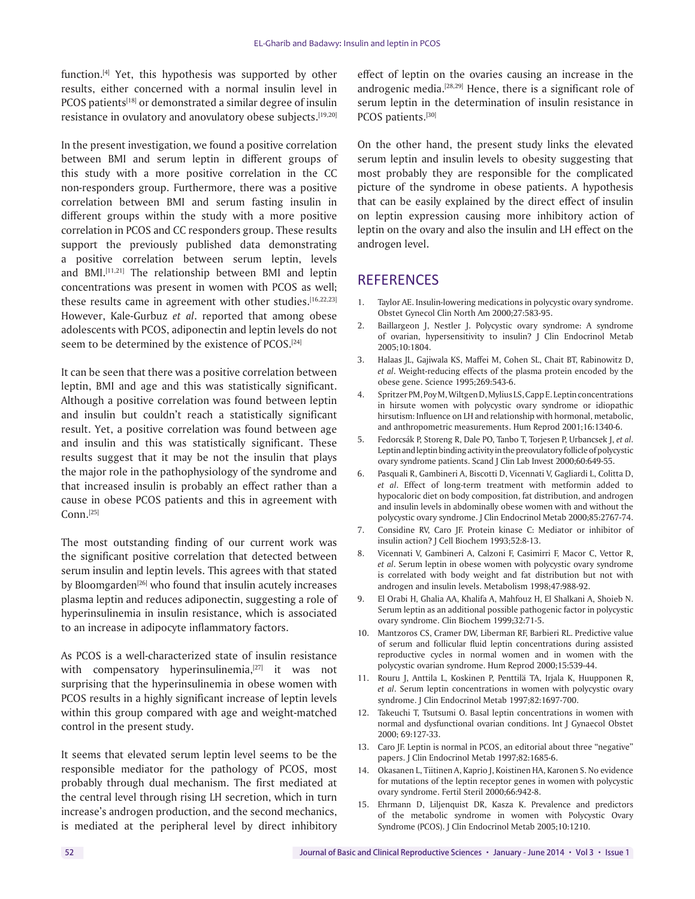function.[4] Yet, this hypothesis was supported by other results, either concerned with a normal insulin level in PCOS patients[18] or demonstrated a similar degree of insulin resistance in ovulatory and anovulatory obese subjects.[19,20]

In the present investigation, we found a positive correlation between BMI and serum leptin in different groups of this study with a more positive correlation in the CC non-responders group. Furthermore, there was a positive correlation between BMI and serum fasting insulin in different groups within the study with a more positive correlation in PCOS and CC responders group. These results support the previously published data demonstrating a positive correlation between serum leptin, levels and BMI.[11,21] The relationship between BMI and leptin concentrations was present in women with PCOS as well; these results came in agreement with other studies.[16,22,23] However, Kale-Gurbuz *et al*. reported that among obese adolescents with PCOS, adiponectin and leptin levels do not seem to be determined by the existence of PCOS.[24]

It can be seen that there was a positive correlation between leptin, BMI and age and this was statistically significant. Although a positive correlation was found between leptin and insulin but couldn't reach a statistically significant result. Yet, a positive correlation was found between age and insulin and this was statistically significant. These results suggest that it may be not the insulin that plays the major role in the pathophysiology of the syndrome and that increased insulin is probably an effect rather than a cause in obese PCOS patients and this in agreement with Conn.[25]

The most outstanding finding of our current work was the significant positive correlation that detected between serum insulin and leptin levels. This agrees with that stated by Bloomgarden[26] who found that insulin acutely increases plasma leptin and reduces adiponectin, suggesting a role of hyperinsulinemia in insulin resistance, which is associated to an increase in adipocyte inflammatory factors.

As PCOS is a well-characterized state of insulin resistance with compensatory hyperinsulinemia,[27] it was not surprising that the hyperinsulinemia in obese women with PCOS results in a highly significant increase of leptin levels within this group compared with age and weight-matched control in the present study.

It seems that elevated serum leptin level seems to be the responsible mediator for the pathology of PCOS, most probably through dual mechanism. The first mediated at the central level through rising LH secretion, which in turn increase's androgen production, and the second mechanics, is mediated at the peripheral level by direct inhibitory effect of leptin on the ovaries causing an increase in the androgenic media.[28,29] Hence, there is a significant role of serum leptin in the determination of insulin resistance in PCOS patients.[30]

On the other hand, the present study links the elevated serum leptin and insulin levels to obesity suggesting that most probably they are responsible for the complicated picture of the syndrome in obese patients. A hypothesis that can be easily explained by the direct effect of insulin on leptin expression causing more inhibitory action of leptin on the ovary and also the insulin and LH effect on the androgen level.

## REFERENCES

1. Taylor AE. Insulin-lowering medications in polycystic ovary syndrome. Obstet Gynecol Clin North Am 2000;27:583-95.
2. Baillargeon J, Nestler J. Polycystic ovary syndrome: A syndrome of ovarian, hypersensitivity to insulin? J Clin Endocrinol Metab 2005;10:1804.
3. Halaas JL, Gajiwala KS, Maffei M, Cohen SL, Chait BT, Rabinowitz D, *et al*. Weight-reducing effects of the plasma protein encoded by the obese gene. Science 1995;269:543-6.
4. Spritzer PM, Poy M, Wiltgen D, Mylius LS, Capp E. Leptin concentrations in hirsute women with polycystic ovary syndrome or idiopathic hirsutism: Influence on LH and relationship with hormonal, metabolic, and anthropometric measurements. Hum Reprod 2001;16:1340-6.
5. Fedorcsák P, Storeng R, Dale PO, Tanbo T, Torjesen P, Urbancsek J, *et al*. Leptin and leptin binding activity in the preovulatory follicle of polycystic ovary syndrome patients. Scand J Clin Lab Invest 2000;60:649-55.
6. Pasquali R, Gambineri A, Biscotti D, Vicennati V, Gagliardi L, Colitta D, *et al*. Effect of long-term treatment with metformin added to hypocaloric diet on body composition, fat distribution, and androgen and insulin levels in abdominally obese women with and without the polycystic ovary syndrome. J Clin Endocrinol Metab 2000;85:2767-74.
7. Considine RV, Caro JF. Protein kinase C: Mediator or inhibitor of insulin action? J Cell Biochem 1993;52:8-13.
8. Vicennati V, Gambineri A, Calzoni F, Casimirri F, Macor C, Vettor R, *et al*. Serum leptin in obese women with polycystic ovary syndrome is correlated with body weight and fat distribution but not with androgen and insulin levels. Metabolism 1998;47:988-92.
9. El Orabi H, Ghalia AA, Khalifa A, Mahfouz H, El Shalkani A, Shoieb N. Serum leptin as an additional possible pathogenic factor in polycystic ovary syndrome. Clin Biochem 1999;32:71-5.
10. Mantzoros CS, Cramer DW, Liberman RF, Barbieri RL. Predictive value of serum and follicular fluid leptin concentrations during assisted reproductive cycles in normal women and in women with the polycystic ovarian syndrome. Hum Reprod 2000;15:539-44.
11. Rouru J, Anttila L, Koskinen P, Penttilä TA, Irjala K, Huupponen R, *et al*. Serum leptin concentrations in women with polycystic ovary syndrome. J Clin Endocrinol Metab 1997;82:1697-700.
12. Takeuchi T, Tsutsumi O. Basal leptin concentrations in women with normal and dysfunctional ovarian conditions. Int J Gynaecol Obstet 2000; 69:127-33.
13. Caro JF. Leptin is normal in PCOS, an editorial about three "negative" papers. J Clin Endocrinol Metab 1997;82:1685-6.
14. Okasanen L, Tiitinen A, Kaprio J, Koistinen HA, Karonen S. No evidence for mutations of the leptin receptor genes in women with polycystic ovary syndrome. Fertil Steril 2000;66:942-8.
15. Ehrmann D, Liljenquist DR, Kasza K. Prevalence and predictors of the metabolic syndrome in women with Polycystic Ovary Syndrome (PCOS). J Clin Endocrinol Metab 2005;10:1210.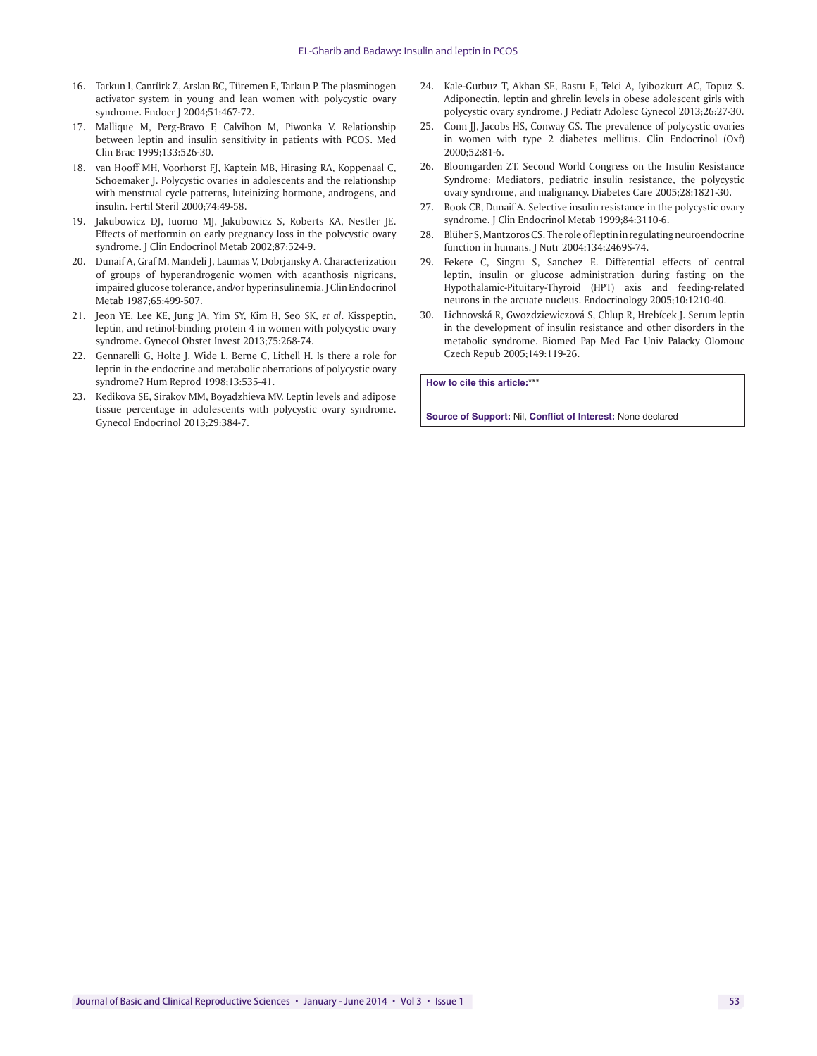16. Tarkun I, Cantürk Z, Arslan BC, Türemen E, Tarkun P. The plasminogen activator system in young and lean women with polycystic ovary syndrome. Endocr J 2004;51:467-72.
17. Mallique M, Perg-Bravo F, Calvihon M, Piwonka V. Relationship between leptin and insulin sensitivity in patients with PCOS. Med Clin Brac 1999;133:526-30.
18. van Hooff MH, Voorhorst FJ, Kaptein MB, Hirasing RA, Koppenaal C, Schoemaker J. Polycystic ovaries in adolescents and the relationship with menstrual cycle patterns, luteinizing hormone, androgens, and insulin. Fertil Steril 2000;74:49-58.
19. Jakubowicz DJ, Iuorno MJ, Jakubowicz S, Roberts KA, Nestler JE. Effects of metformin on early pregnancy loss in the polycystic ovary syndrome. J Clin Endocrinol Metab 2002;87:524-9.
20. Dunaif A, Graf M, Mandeli J, Laumas V, Dobrjansky A. Characterization of groups of hyperandrogenic women with acanthosis nigricans, impaired glucose tolerance, and/or hyperinsulinemia. J Clin Endocrinol Metab 1987;65:499-507.
21. Jeon YE, Lee KE, Jung JA, Yim SY, Kim H, Seo SK, *et al*. Kisspeptin, leptin, and retinol-binding protein 4 in women with polycystic ovary syndrome. Gynecol Obstet Invest 2013;75:268-74.
22. Gennarelli G, Holte J, Wide L, Berne C, Lithell H. Is there a role for leptin in the endocrine and metabolic aberrations of polycystic ovary syndrome? Hum Reprod 1998;13:535-41.
23. Kedikova SE, Sirakov MM, Boyadzhieva MV. Leptin levels and adipose tissue percentage in adolescents with polycystic ovary syndrome. Gynecol Endocrinol 2013;29:384-7.
24. Kale-Gurbuz T, Akhan SE, Bastu E, Telci A, Iyibozkurt AC, Topuz S. Adiponectin, leptin and ghrelin levels in obese adolescent girls with polycystic ovary syndrome. J Pediatr Adolesc Gynecol 2013;26:27-30.
25. Conn JJ, Jacobs HS, Conway GS. The prevalence of polycystic ovaries in women with type 2 diabetes mellitus. Clin Endocrinol (Oxf) 2000;52:81-6.
26. Bloomgarden ZT. Second World Congress on the Insulin Resistance Syndrome: Mediators, pediatric insulin resistance, the polycystic ovary syndrome, and malignancy. Diabetes Care 2005;28:1821-30.
27. Book CB, Dunaif A. Selective insulin resistance in the polycystic ovary syndrome. J Clin Endocrinol Metab 1999;84:3110-6.
28. Blüher S, Mantzoros CS. The role of leptin in regulating neuroendocrine function in humans. J Nutr 2004;134:2469S-74.
29. Fekete C, Singru S, Sanchez E. Differential effects of central leptin, insulin or glucose administration during fasting on the Hypothalamic-Pituitary-Thyroid (HPT) axis and feeding-related neurons in the arcuate nucleus. Endocrinology 2005;10:1210-40.
30. Lichnovská R, Gwozdziewiczová S, Chlup R, Hrebícek J. Serum leptin in the development of insulin resistance and other disorders in the metabolic syndrome. Biomed Pap Med Fac Univ Palacky Olomouc Czech Repub 2005;149:119-26.

**How to cite this article:** ***

**Source of Support:** Nil, **Conflict of Interest:** None declared